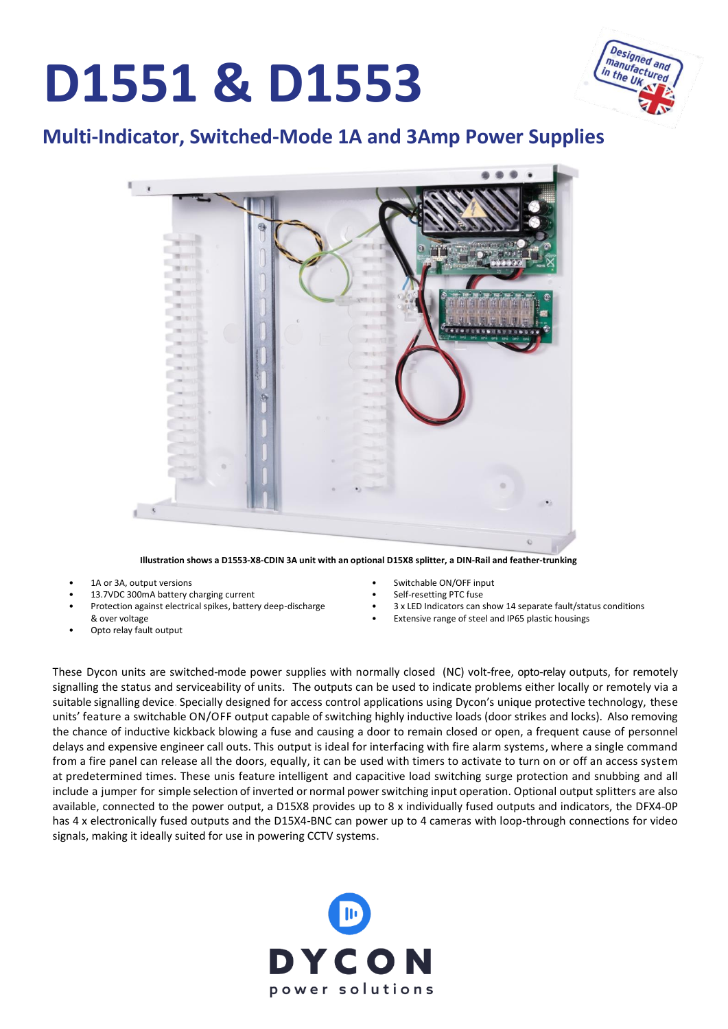# D1551 & D1553

## Multi-Indicator, Switched-Mode 1A and 3Amp Power Supplies

Illustration shows a D1553-X8-CDIN 3A unit with an optional D15X8 splitter, a DIN-Rail and feather-trunking

- 1A or 3A, output versions
- 13.7VDC 300mA battery charging current
- Protection against electrical spikes, battery deep-discharge & over voltage
- Opto relay fault output
- Switchable ON/OFF input
- Self-resetting PTC fuse
- 3 x LED Indicators can show 14 separate fault/status conditions
- Extensive range of steel and IP65 plastic housings

These Dycon units are switched-mode power supplies with normally closed (NC) volt-free, opto-relay outputs, for remotely signalling the status and serviceability of units. The outputs can be used to indicate problems either locally or remotely via a suitable signalling device. Specially designed for access control applications using Dycon's unique protective technology, these units' feature a switchable ON/OFF output capable of switching highly inductive loads (door strikes and locks). Also removing the chance of inductive kickback blowing a fuse and causing a door to remain closed or open, a frequent cause of personnel delays and expensive engineer call outs. This output is ideal for interfacing with fire alarm systems, where a single command from a fire panel can release all the doors, equally, it can be used with timers to activate to turn on or off an access system at predetermined times. These unis feature intelligent and capacitive load switching surge protection and snubbing and all include a jumper for simple selection of inverted or normal power switching input operation. Optional output splitters are also available, connected to the power output, a D15X8 provides up to 8 x individually fused outputs and indicators, the DFX4-0P has 4 x electronically fused outputs and the D15X4-BNC can power up to 4 cameras with loop-through connections for video signals, making it ideally suited for use in powering CCTV systems.

DYCON
power solutions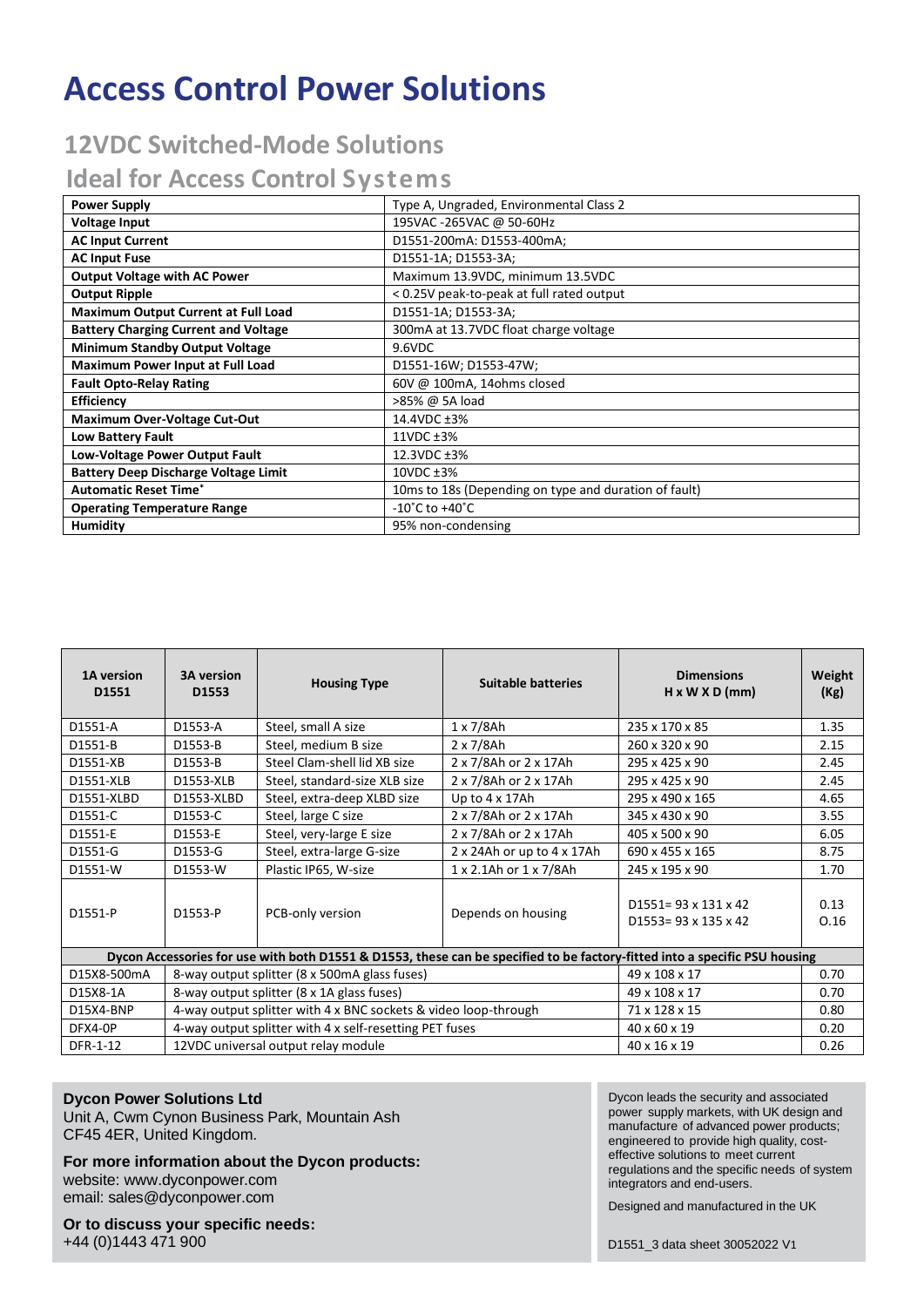# Access Control Power Solutions

## 12VDC Switched-Mode Solutions

## Ideal for Access Control Systems

| | |
|---|---|
| **Power Supply** | Type A, Ungraded, Environmental Class 2 |
| **Voltage Input** | 195VAC -265VAC @ 50-60Hz |
| **AC Input Current** | D1551-200mA: D1553-400mA; |
| **AC Input Fuse** | D1551-1A; D1553-3A; |
| **Output Voltage with AC Power** | Maximum 13.9VDC, minimum 13.5VDC |
| **Output Ripple** | < 0.25V peak-to-peak at full rated output |
| **Maximum Output Current at Full Load** | D1551-1A; D1553-3A; |
| **Battery Charging Current and Voltage** | 300mA at 13.7VDC float charge voltage |
| **Minimum Standby Output Voltage** | 9.6VDC |
| **Maximum Power Input at Full Load** | D1551-16W; D1553-47W; |
| **Fault Opto-Relay Rating** | 60V @ 100mA, 14ohms closed |
| **Efficiency** | >85% @ 5A load |
| **Maximum Over-Voltage Cut-Out** | 14.4VDC ±3% |
| **Low Battery Fault** | 11VDC ±3% |
| **Low-Voltage Power Output Fault** | 12.3VDC ±3% |
| **Battery Deep Discharge Voltage Limit** | 10VDC ±3% |
| **Automatic Reset Time*** | 10ms to 18s (Depending on type and duration of fault) |
| **Operating Temperature Range** | -10˚C to +40˚C |
| **Humidity** | 95% non-condensing |

| 1A version D1551 | 3A version D1553 | Housing Type | Suitable batteries | Dimensions H x W X D (mm) | Weight (Kg) |
|---|---|---|---|---|---|
| D1551-A | D1553-A | Steel, small A size | 1 x 7/8Ah | 235 x 170 x 85 | 1.35 |
| D1551-B | D1553-B | Steel, medium B size | 2 x 7/8Ah | 260 x 320 x 90 | 2.15 |
| D1551-XB | D1553-B | Steel Clam-shell lid XB size | 2 x 7/8Ah or 2 x 17Ah | 295 x 425 x 90 | 2.45 |
| D1551-XLB | D1553-XLB | Steel, standard-size XLB size | 2 x 7/8Ah or 2 x 17Ah | 295 x 425 x 90 | 2.45 |
| D1551-XLBD | D1553-XLBD | Steel, extra-deep XLBD size | Up to 4 x 17Ah | 295 x 490 x 165 | 4.65 |
| D1551-C | D1553-C | Steel, large C size | 2 x 7/8Ah or 2 x 17Ah | 345 x 430 x 90 | 3.55 |
| D1551-E | D1553-E | Steel, very-large E size | 2 x 7/8Ah or 2 x 17Ah | 405 x 500 x 90 | 6.05 |
| D1551-G | D1553-G | Steel, extra-large G-size | 2 x 24Ah or up to 4 x 17Ah | 690 x 455 x 165 | 8.75 |
| D1551-W | D1553-W | Plastic IP65, W-size | 1 x 2.1Ah or 1 x 7/8Ah | 245 x 195 x 90 | 1.70 |
| D1551-P | D1553-P | PCB-only version | Depends on housing | D1551= 93 x 131 x 42<br>D1553= 93 x 135 x 42 | 0.13<br>O.16 |
| **Dycon Accessories for use with both D1551 & D1553, these can be specified to be factory-fitted into a specific PSU housing** | | | | | |
| D15X8-500mA | 8-way output splitter (8 x 500mA glass fuses) | | | 49 x 108 x 17 | 0.70 |
| D15X8-1A | 8-way output splitter (8 x 1A glass fuses) | | | 49 x 108 x 17 | 0.70 |
| D15X4-BNP | 4-way output splitter with 4 x BNC sockets & video loop-through | | | 71 x 128 x 15 | 0.80 |
| DFX4-0P | 4-way output splitter with 4 x self-resetting PET fuses | | | 40 x 60 x 19 | 0.20 |
| DFR-1-12 | 12VDC universal output relay module | | | 40 x 16 x 19 | 0.26 |

**Dycon Power Solutions Ltd**
Unit A, Cwm Cynon Business Park, Mountain Ash
CF45 4ER, United Kingdom.

**For more information about the Dycon products:**
website: www.dyconpower.com
email: sales@dyconpower.com

**Or to discuss your specific needs:**
+44 (0)1443 471 900

Dycon leads the security and associated power supply markets, with UK design and manufacture of advanced power products; engineered to provide high quality, cost-effective solutions to meet current regulations and the specific needs of system integrators and end-users.

Designed and manufactured in the UK

D1551_3 data sheet 30052022 V1